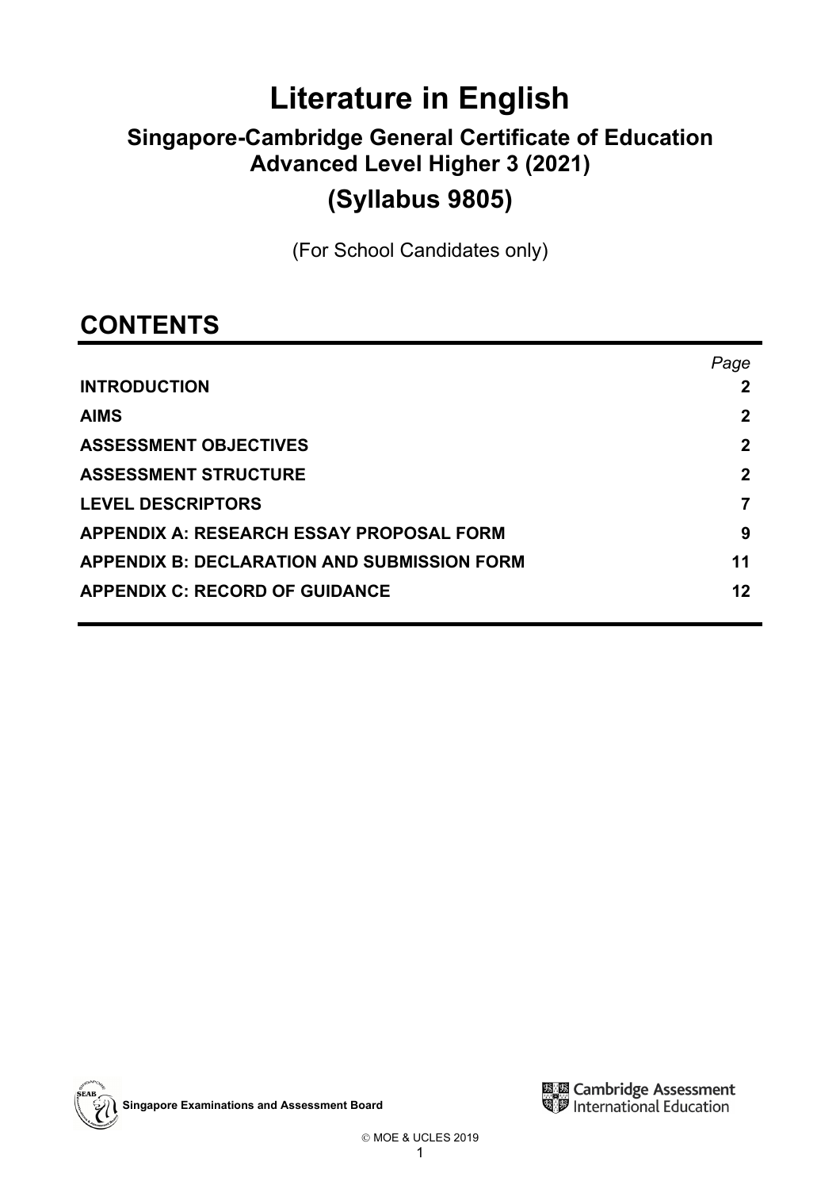# Literature in English

## Singapore-Cambridge General Certificate of Education Advanced Level Higher 3 (2021)

## (Syllabus 9805)

(For School Candidates only)

## CONTENTS

| | *Page* |
|---|---|
| **INTRODUCTION** | **2** |
| **AIMS** | **2** |
| **ASSESSMENT OBJECTIVES** | **2** |
| **ASSESSMENT STRUCTURE** | **2** |
| **LEVEL DESCRIPTORS** | **7** |
| **APPENDIX A: RESEARCH ESSAY PROPOSAL FORM** | **9** |
| **APPENDIX B: DECLARATION AND SUBMISSION FORM** | **11** |
| **APPENDIX C: RECORD OF GUIDANCE** | **12** |

Singapore Examinations and Assessment Board

Cambridge Assessment International Education

© MOE & UCLES 2019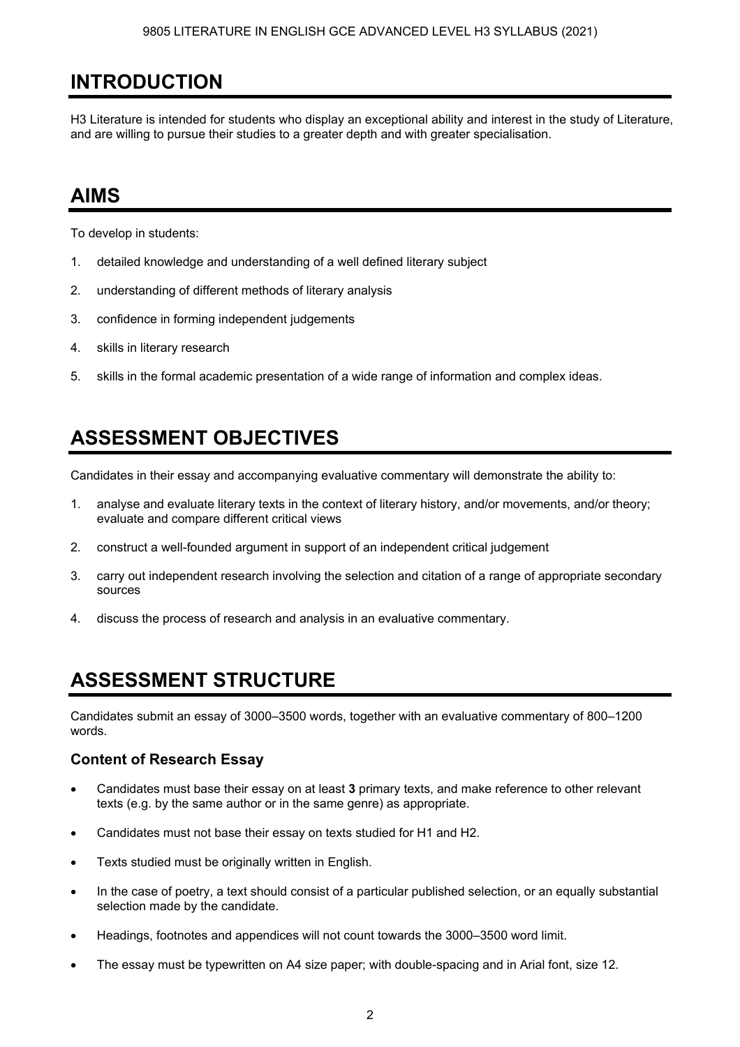# INTRODUCTION

H3 Literature is intended for students who display an exceptional ability and interest in the study of Literature, and are willing to pursue their studies to a greater depth and with greater specialisation.

# AIMS

To develop in students:

1. detailed knowledge and understanding of a well defined literary subject
2. understanding of different methods of literary analysis
3. confidence in forming independent judgements
4. skills in literary research
5. skills in the formal academic presentation of a wide range of information and complex ideas.

# ASSESSMENT OBJECTIVES

Candidates in their essay and accompanying evaluative commentary will demonstrate the ability to:

1. analyse and evaluate literary texts in the context of literary history, and/or movements, and/or theory; evaluate and compare different critical views
2. construct a well-founded argument in support of an independent critical judgement
3. carry out independent research involving the selection and citation of a range of appropriate secondary sources
4. discuss the process of research and analysis in an evaluative commentary.

# ASSESSMENT STRUCTURE

Candidates submit an essay of 3000–3500 words, together with an evaluative commentary of 800–1200 words.

### Content of Research Essay

- Candidates must base their essay on at least **3** primary texts, and make reference to other relevant texts (e.g. by the same author or in the same genre) as appropriate.
- Candidates must not base their essay on texts studied for H1 and H2.
- Texts studied must be originally written in English.
- In the case of poetry, a text should consist of a particular published selection, or an equally substantial selection made by the candidate.
- Headings, footnotes and appendices will not count towards the 3000–3500 word limit.
- The essay must be typewritten on A4 size paper; with double-spacing and in Arial font, size 12.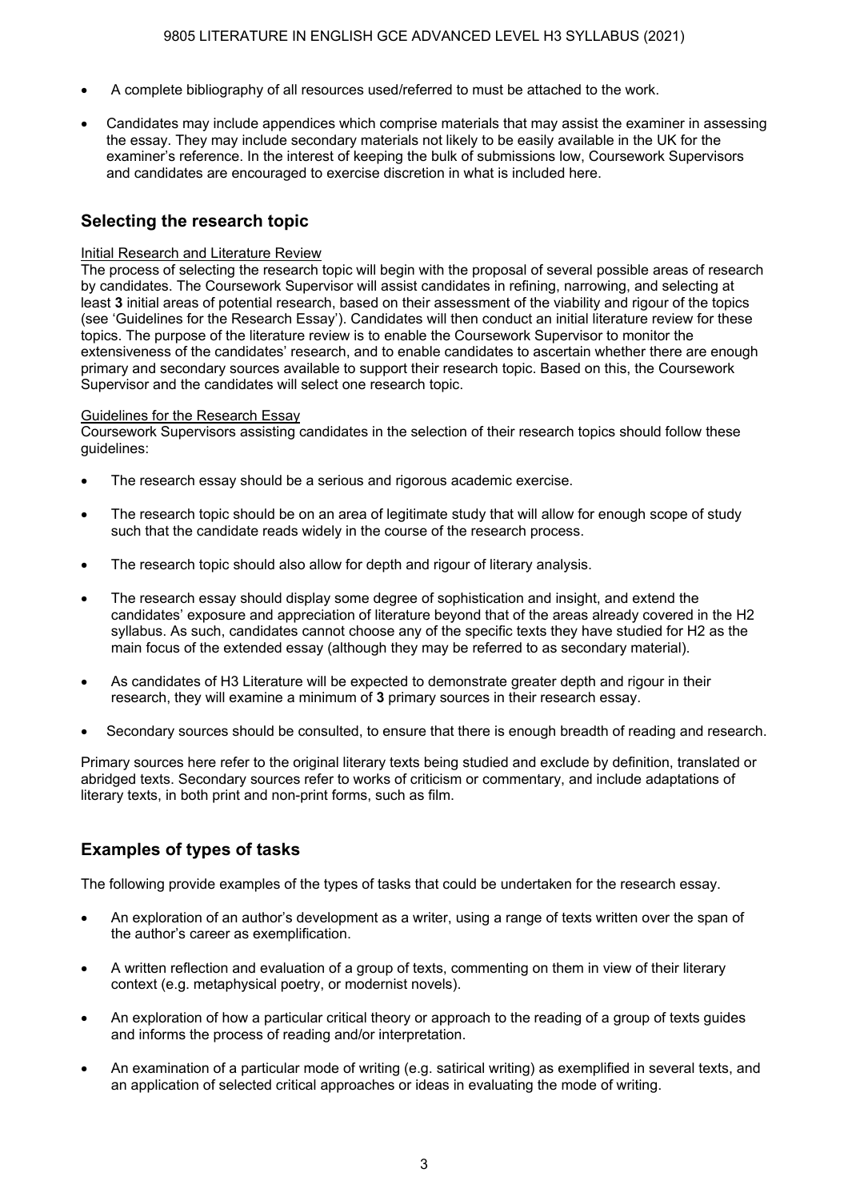- A complete bibliography of all resources used/referred to must be attached to the work.
- Candidates may include appendices which comprise materials that may assist the examiner in assessing the essay. They may include secondary materials not likely to be easily available in the UK for the examiner's reference. In the interest of keeping the bulk of submissions low, Coursework Supervisors and candidates are encouraged to exercise discretion in what is included here.

## Selecting the research topic

Initial Research and Literature Review

The process of selecting the research topic will begin with the proposal of several possible areas of research by candidates. The Coursework Supervisor will assist candidates in refining, narrowing, and selecting at least **3** initial areas of potential research, based on their assessment of the viability and rigour of the topics (see 'Guidelines for the Research Essay'). Candidates will then conduct an initial literature review for these topics. The purpose of the literature review is to enable the Coursework Supervisor to monitor the extensiveness of the candidates' research, and to enable candidates to ascertain whether there are enough primary and secondary sources available to support their research topic. Based on this, the Coursework Supervisor and the candidates will select one research topic.

Guidelines for the Research Essay

Coursework Supervisors assisting candidates in the selection of their research topics should follow these guidelines:

- The research essay should be a serious and rigorous academic exercise.
- The research topic should be on an area of legitimate study that will allow for enough scope of study such that the candidate reads widely in the course of the research process.
- The research topic should also allow for depth and rigour of literary analysis.
- The research essay should display some degree of sophistication and insight, and extend the candidates' exposure and appreciation of literature beyond that of the areas already covered in the H2 syllabus. As such, candidates cannot choose any of the specific texts they have studied for H2 as the main focus of the extended essay (although they may be referred to as secondary material).
- As candidates of H3 Literature will be expected to demonstrate greater depth and rigour in their research, they will examine a minimum of **3** primary sources in their research essay.
- Secondary sources should be consulted, to ensure that there is enough breadth of reading and research.

Primary sources here refer to the original literary texts being studied and exclude by definition, translated or abridged texts. Secondary sources refer to works of criticism or commentary, and include adaptations of literary texts, in both print and non-print forms, such as film.

## Examples of types of tasks

The following provide examples of the types of tasks that could be undertaken for the research essay.

- An exploration of an author's development as a writer, using a range of texts written over the span of the author's career as exemplification.
- A written reflection and evaluation of a group of texts, commenting on them in view of their literary context (e.g. metaphysical poetry, or modernist novels).
- An exploration of how a particular critical theory or approach to the reading of a group of texts guides and informs the process of reading and/or interpretation.
- An examination of a particular mode of writing (e.g. satirical writing) as exemplified in several texts, and an application of selected critical approaches or ideas in evaluating the mode of writing.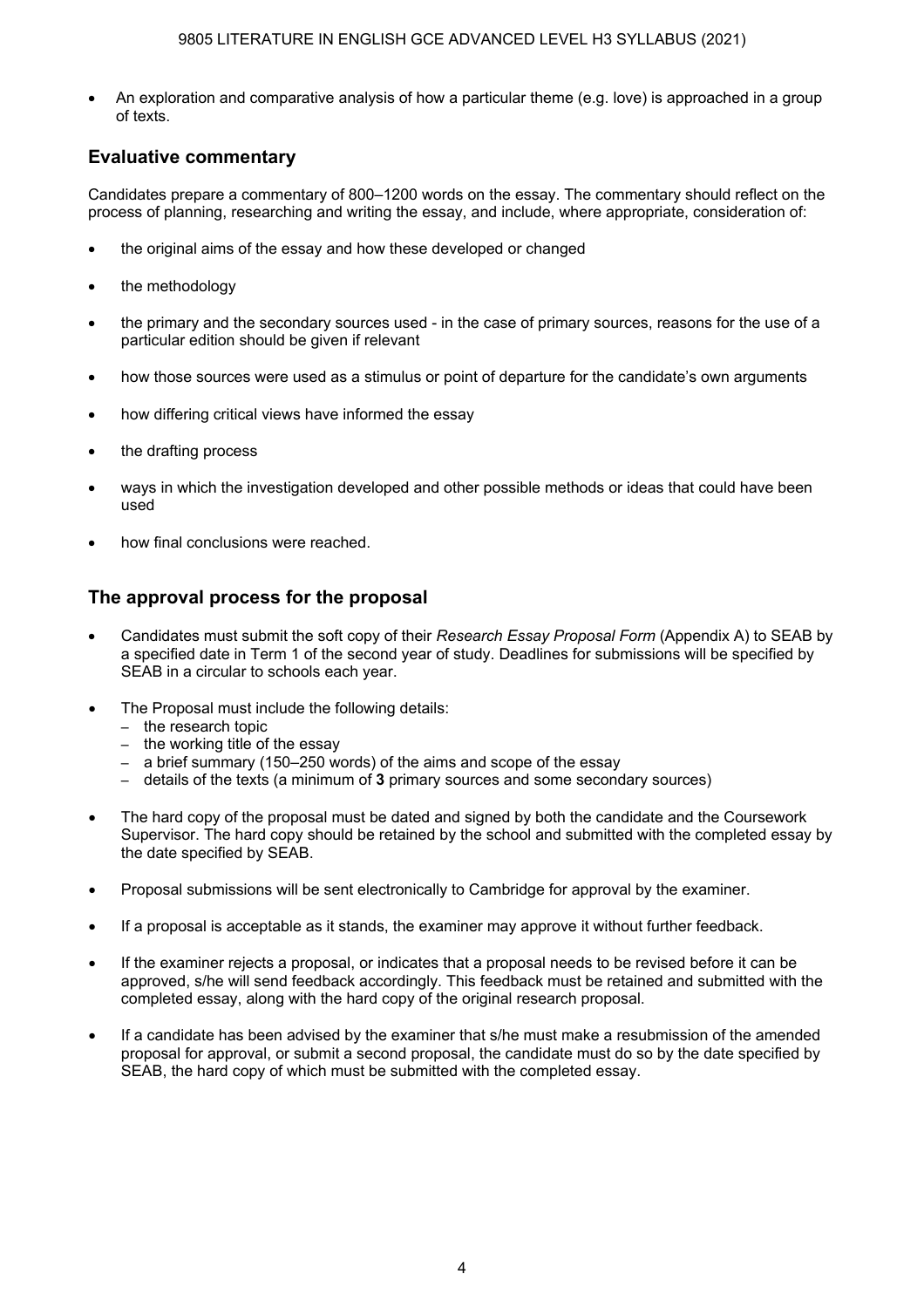- An exploration and comparative analysis of how a particular theme (e.g. love) is approached in a group of texts.

## Evaluative commentary

Candidates prepare a commentary of 800–1200 words on the essay. The commentary should reflect on the process of planning, researching and writing the essay, and include, where appropriate, consideration of:

- the original aims of the essay and how these developed or changed
- the methodology
- the primary and the secondary sources used - in the case of primary sources, reasons for the use of a particular edition should be given if relevant
- how those sources were used as a stimulus or point of departure for the candidate's own arguments
- how differing critical views have informed the essay
- the drafting process
- ways in which the investigation developed and other possible methods or ideas that could have been used
- how final conclusions were reached.

## The approval process for the proposal

- Candidates must submit the soft copy of their *Research Essay Proposal Form* (Appendix A) to SEAB by a specified date in Term 1 of the second year of study. Deadlines for submissions will be specified by SEAB in a circular to schools each year.
- The Proposal must include the following details:
  - the research topic
  - the working title of the essay
  - a brief summary (150–250 words) of the aims and scope of the essay
  - details of the texts (a minimum of **3** primary sources and some secondary sources)
- The hard copy of the proposal must be dated and signed by both the candidate and the Coursework Supervisor. The hard copy should be retained by the school and submitted with the completed essay by the date specified by SEAB.
- Proposal submissions will be sent electronically to Cambridge for approval by the examiner.
- If a proposal is acceptable as it stands, the examiner may approve it without further feedback.
- If the examiner rejects a proposal, or indicates that a proposal needs to be revised before it can be approved, s/he will send feedback accordingly. This feedback must be retained and submitted with the completed essay, along with the hard copy of the original research proposal.
- If a candidate has been advised by the examiner that s/he must make a resubmission of the amended proposal for approval, or submit a second proposal, the candidate must do so by the date specified by SEAB, the hard copy of which must be submitted with the completed essay.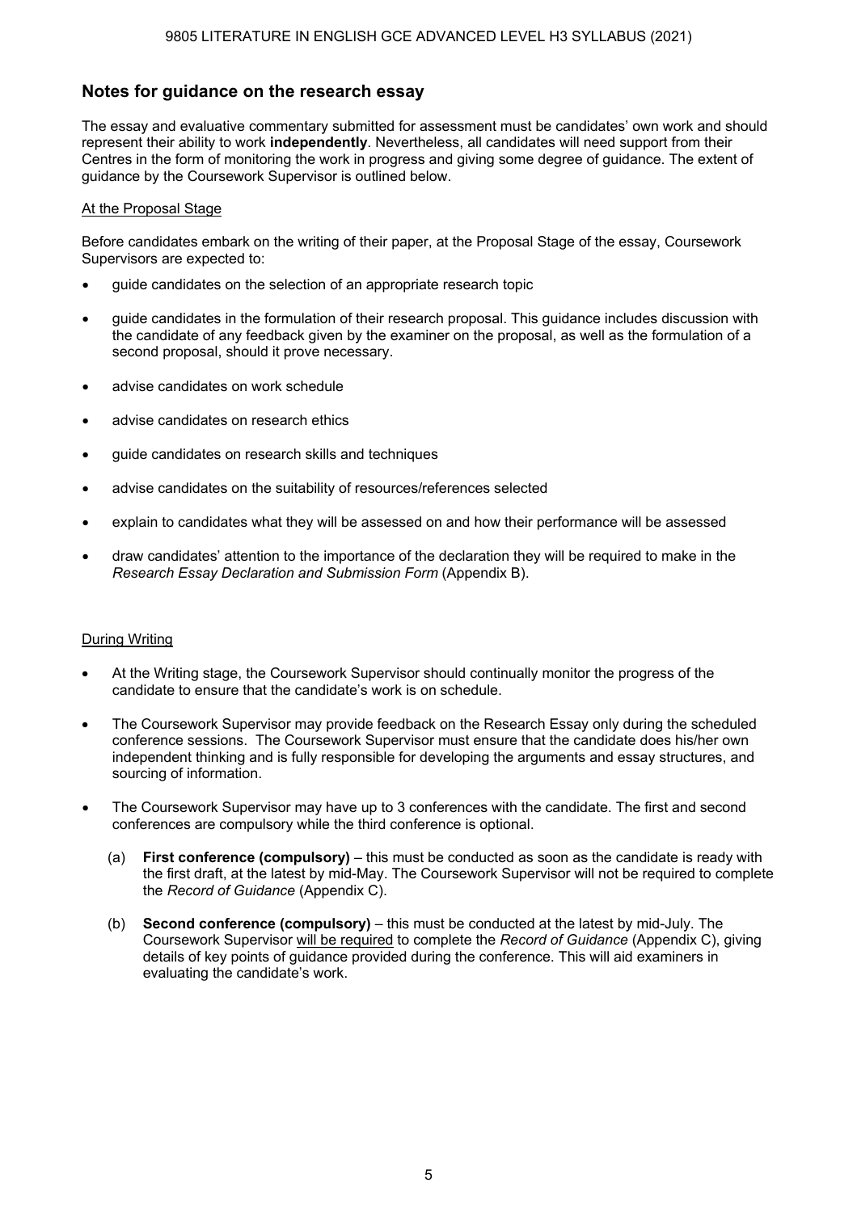## Notes for guidance on the research essay

The essay and evaluative commentary submitted for assessment must be candidates' own work and should represent their ability to work **independently**. Nevertheless, all candidates will need support from their Centres in the form of monitoring the work in progress and giving some degree of guidance. The extent of guidance by the Coursework Supervisor is outlined below.

<u>At the Proposal Stage</u>

Before candidates embark on the writing of their paper, at the Proposal Stage of the essay, Coursework Supervisors are expected to:

- guide candidates on the selection of an appropriate research topic
- guide candidates in the formulation of their research proposal. This guidance includes discussion with the candidate of any feedback given by the examiner on the proposal, as well as the formulation of a second proposal, should it prove necessary.
- advise candidates on work schedule
- advise candidates on research ethics
- guide candidates on research skills and techniques
- advise candidates on the suitability of resources/references selected
- explain to candidates what they will be assessed on and how their performance will be assessed
- draw candidates' attention to the importance of the declaration they will be required to make in the *Research Essay Declaration and Submission Form* (Appendix B).

<u>During Writing</u>

- At the Writing stage, the Coursework Supervisor should continually monitor the progress of the candidate to ensure that the candidate's work is on schedule.
- The Coursework Supervisor may provide feedback on the Research Essay only during the scheduled conference sessions. The Coursework Supervisor must ensure that the candidate does his/her own independent thinking and is fully responsible for developing the arguments and essay structures, and sourcing of information.
- The Coursework Supervisor may have up to 3 conferences with the candidate. The first and second conferences are compulsory while the third conference is optional.

  (a) **First conference (compulsory)** – this must be conducted as soon as the candidate is ready with the first draft, at the latest by mid-May. The Coursework Supervisor will not be required to complete the *Record of Guidance* (Appendix C).

  (b) **Second conference (compulsory)** – this must be conducted at the latest by mid-July. The Coursework Supervisor <u>will be required</u> to complete the *Record of Guidance* (Appendix C), giving details of key points of guidance provided during the conference. This will aid examiners in evaluating the candidate's work.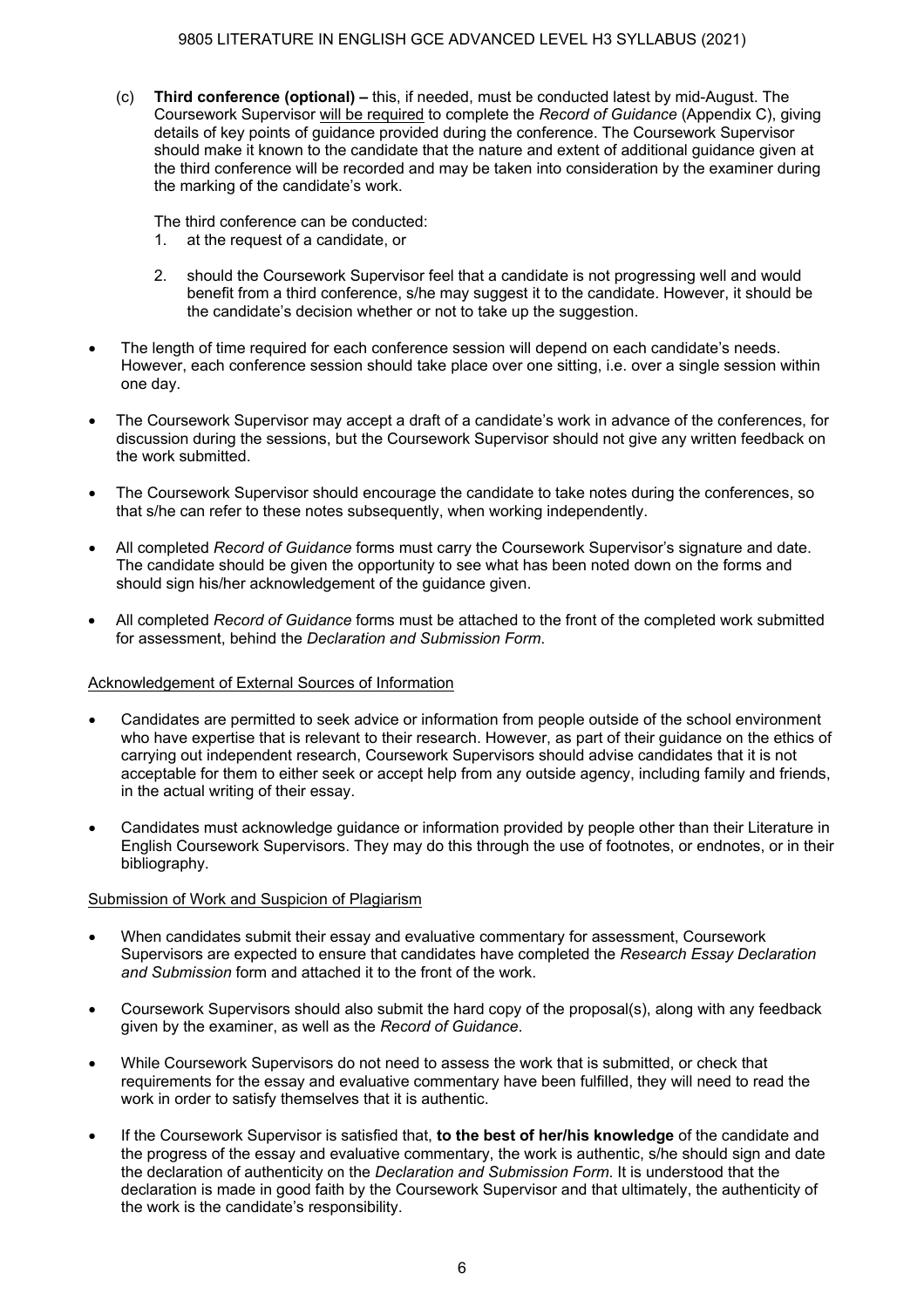(c) **Third conference (optional) –** this, if needed, must be conducted latest by mid-August. The Coursework Supervisor <u>will be required</u> to complete the *Record of Guidance* (Appendix C), giving details of key points of guidance provided during the conference. The Coursework Supervisor should make it known to the candidate that the nature and extent of additional guidance given at the third conference will be recorded and may be taken into consideration by the examiner during the marking of the candidate's work.

The third conference can be conducted:

1. at the request of a candidate, or
2. should the Coursework Supervisor feel that a candidate is not progressing well and would benefit from a third conference, s/he may suggest it to the candidate. However, it should be the candidate's decision whether or not to take up the suggestion.

- The length of time required for each conference session will depend on each candidate's needs. However, each conference session should take place over one sitting, i.e. over a single session within one day.
- The Coursework Supervisor may accept a draft of a candidate's work in advance of the conferences, for discussion during the sessions, but the Coursework Supervisor should not give any written feedback on the work submitted.
- The Coursework Supervisor should encourage the candidate to take notes during the conferences, so that s/he can refer to these notes subsequently, when working independently.
- All completed *Record of Guidance* forms must carry the Coursework Supervisor's signature and date. The candidate should be given the opportunity to see what has been noted down on the forms and should sign his/her acknowledgement of the guidance given.
- All completed *Record of Guidance* forms must be attached to the front of the completed work submitted for assessment, behind the *Declaration and Submission Form*.

<u>Acknowledgement of External Sources of Information</u>

- Candidates are permitted to seek advice or information from people outside of the school environment who have expertise that is relevant to their research. However, as part of their guidance on the ethics of carrying out independent research, Coursework Supervisors should advise candidates that it is not acceptable for them to either seek or accept help from any outside agency, including family and friends, in the actual writing of their essay.
- Candidates must acknowledge guidance or information provided by people other than their Literature in English Coursework Supervisors. They may do this through the use of footnotes, or endnotes, or in their bibliography.

<u>Submission of Work and Suspicion of Plagiarism</u>

- When candidates submit their essay and evaluative commentary for assessment, Coursework Supervisors are expected to ensure that candidates have completed the *Research Essay Declaration and Submission* form and attached it to the front of the work.
- Coursework Supervisors should also submit the hard copy of the proposal(s), along with any feedback given by the examiner, as well as the *Record of Guidance*.
- While Coursework Supervisors do not need to assess the work that is submitted, or check that requirements for the essay and evaluative commentary have been fulfilled, they will need to read the work in order to satisfy themselves that it is authentic.
- If the Coursework Supervisor is satisfied that, **to the best of her/his knowledge** of the candidate and the progress of the essay and evaluative commentary, the work is authentic, s/he should sign and date the declaration of authenticity on the *Declaration and Submission Form*. It is understood that the declaration is made in good faith by the Coursework Supervisor and that ultimately, the authenticity of the work is the candidate's responsibility.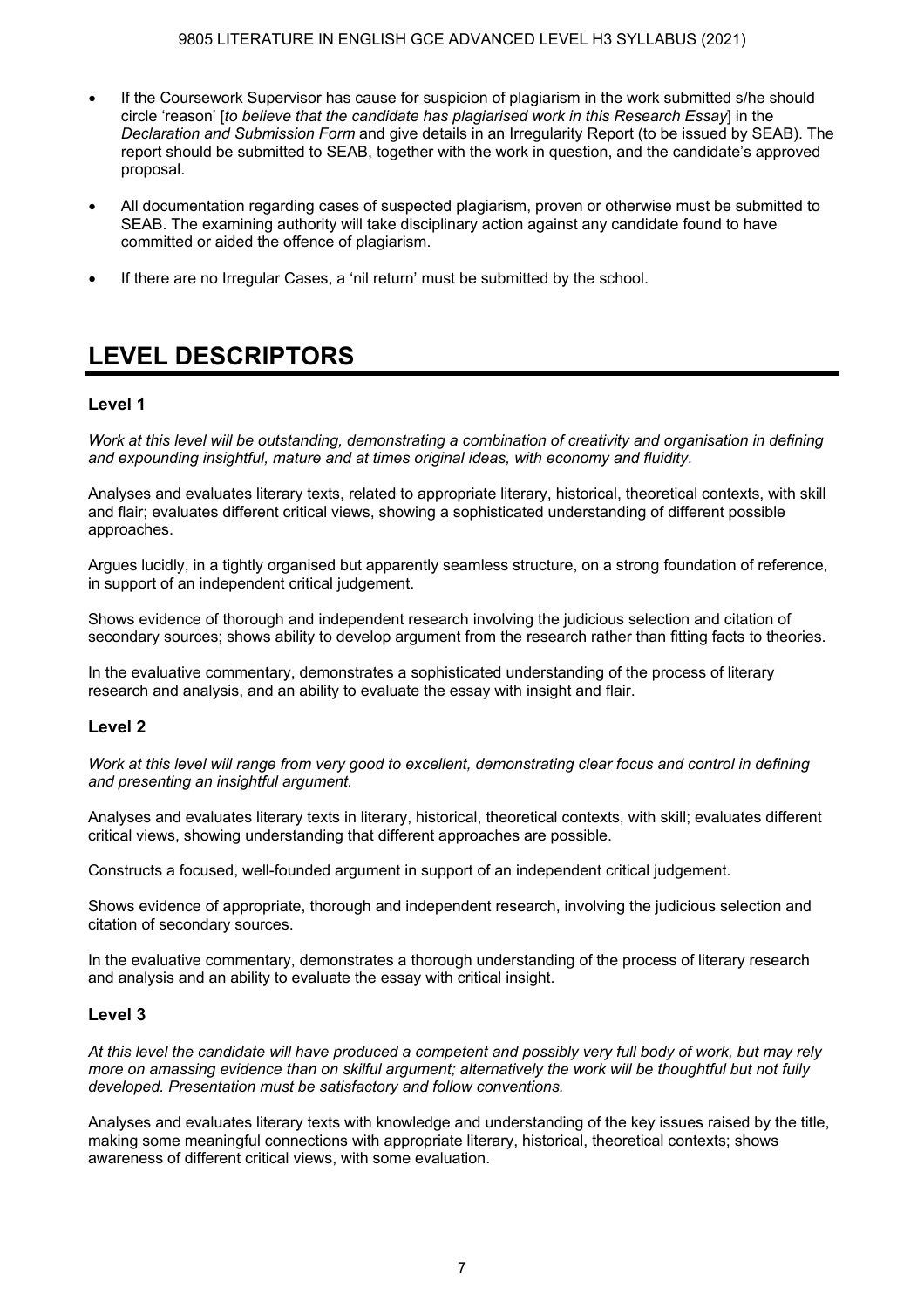- If the Coursework Supervisor has cause for suspicion of plagiarism in the work submitted s/he should circle 'reason' [*to believe that the candidate has plagiarised work in this Research Essay*] in the *Declaration and Submission Form* and give details in an Irregularity Report (to be issued by SEAB). The report should be submitted to SEAB, together with the work in question, and the candidate's approved proposal.
- All documentation regarding cases of suspected plagiarism, proven or otherwise must be submitted to SEAB. The examining authority will take disciplinary action against any candidate found to have committed or aided the offence of plagiarism.
- If there are no Irregular Cases, a 'nil return' must be submitted by the school.

# LEVEL DESCRIPTORS

### Level 1

*Work at this level will be outstanding, demonstrating a combination of creativity and organisation in defining and expounding insightful, mature and at times original ideas, with economy and fluidity.*

Analyses and evaluates literary texts, related to appropriate literary, historical, theoretical contexts, with skill and flair; evaluates different critical views, showing a sophisticated understanding of different possible approaches.

Argues lucidly, in a tightly organised but apparently seamless structure, on a strong foundation of reference, in support of an independent critical judgement.

Shows evidence of thorough and independent research involving the judicious selection and citation of secondary sources; shows ability to develop argument from the research rather than fitting facts to theories.

In the evaluative commentary, demonstrates a sophisticated understanding of the process of literary research and analysis, and an ability to evaluate the essay with insight and flair.

### Level 2

*Work at this level will range from very good to excellent, demonstrating clear focus and control in defining and presenting an insightful argument.*

Analyses and evaluates literary texts in literary, historical, theoretical contexts, with skill; evaluates different critical views, showing understanding that different approaches are possible.

Constructs a focused, well-founded argument in support of an independent critical judgement.

Shows evidence of appropriate, thorough and independent research, involving the judicious selection and citation of secondary sources.

In the evaluative commentary, demonstrates a thorough understanding of the process of literary research and analysis and an ability to evaluate the essay with critical insight.

### Level 3

*At this level the candidate will have produced a competent and possibly very full body of work, but may rely more on amassing evidence than on skilful argument; alternatively the work will be thoughtful but not fully developed. Presentation must be satisfactory and follow conventions.*

Analyses and evaluates literary texts with knowledge and understanding of the key issues raised by the title, making some meaningful connections with appropriate literary, historical, theoretical contexts; shows awareness of different critical views, with some evaluation.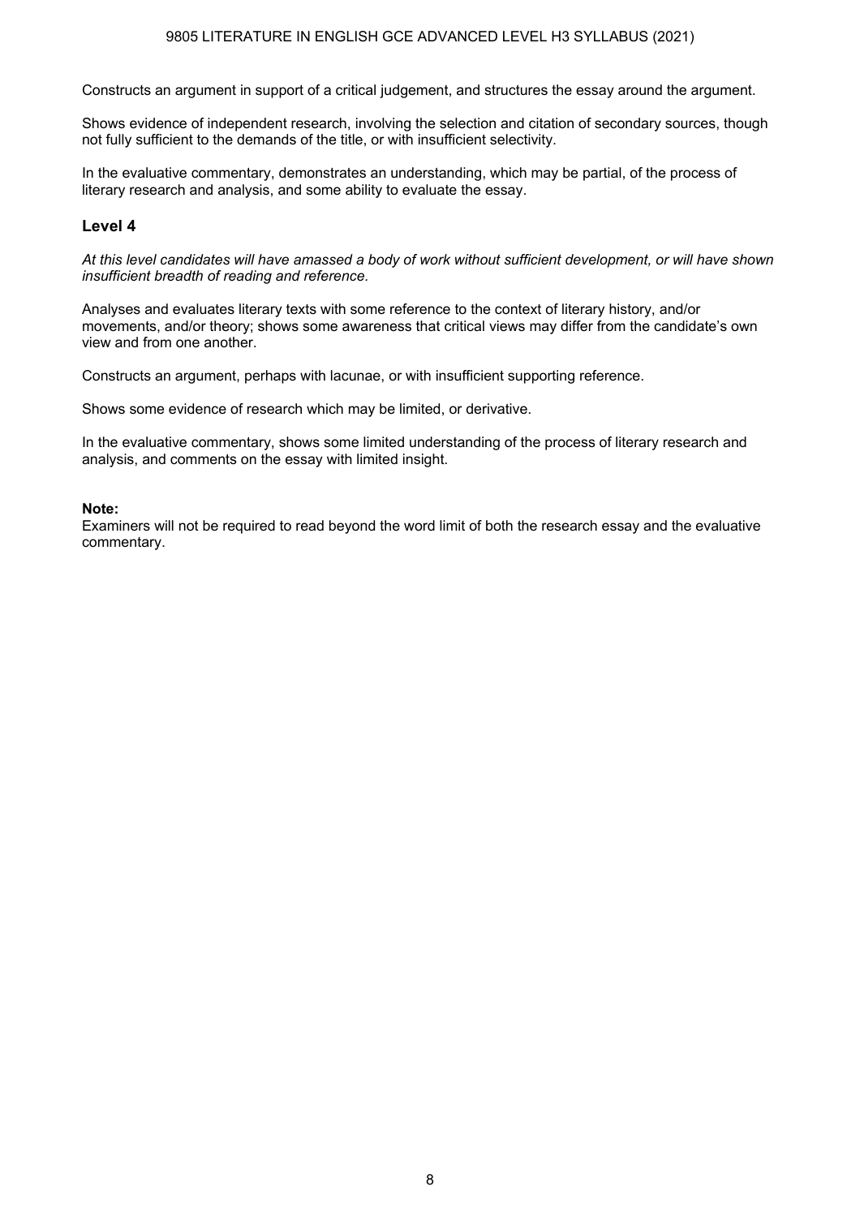Constructs an argument in support of a critical judgement, and structures the essay around the argument.

Shows evidence of independent research, involving the selection and citation of secondary sources, though not fully sufficient to the demands of the title, or with insufficient selectivity.

In the evaluative commentary, demonstrates an understanding, which may be partial, of the process of literary research and analysis, and some ability to evaluate the essay.

### Level 4

*At this level candidates will have amassed a body of work without sufficient development, or will have shown insufficient breadth of reading and reference.*

Analyses and evaluates literary texts with some reference to the context of literary history, and/or movements, and/or theory; shows some awareness that critical views may differ from the candidate's own view and from one another.

Constructs an argument, perhaps with lacunae, or with insufficient supporting reference.

Shows some evidence of research which may be limited, or derivative.

In the evaluative commentary, shows some limited understanding of the process of literary research and analysis, and comments on the essay with limited insight.

**Note:**
Examiners will not be required to read beyond the word limit of both the research essay and the evaluative commentary.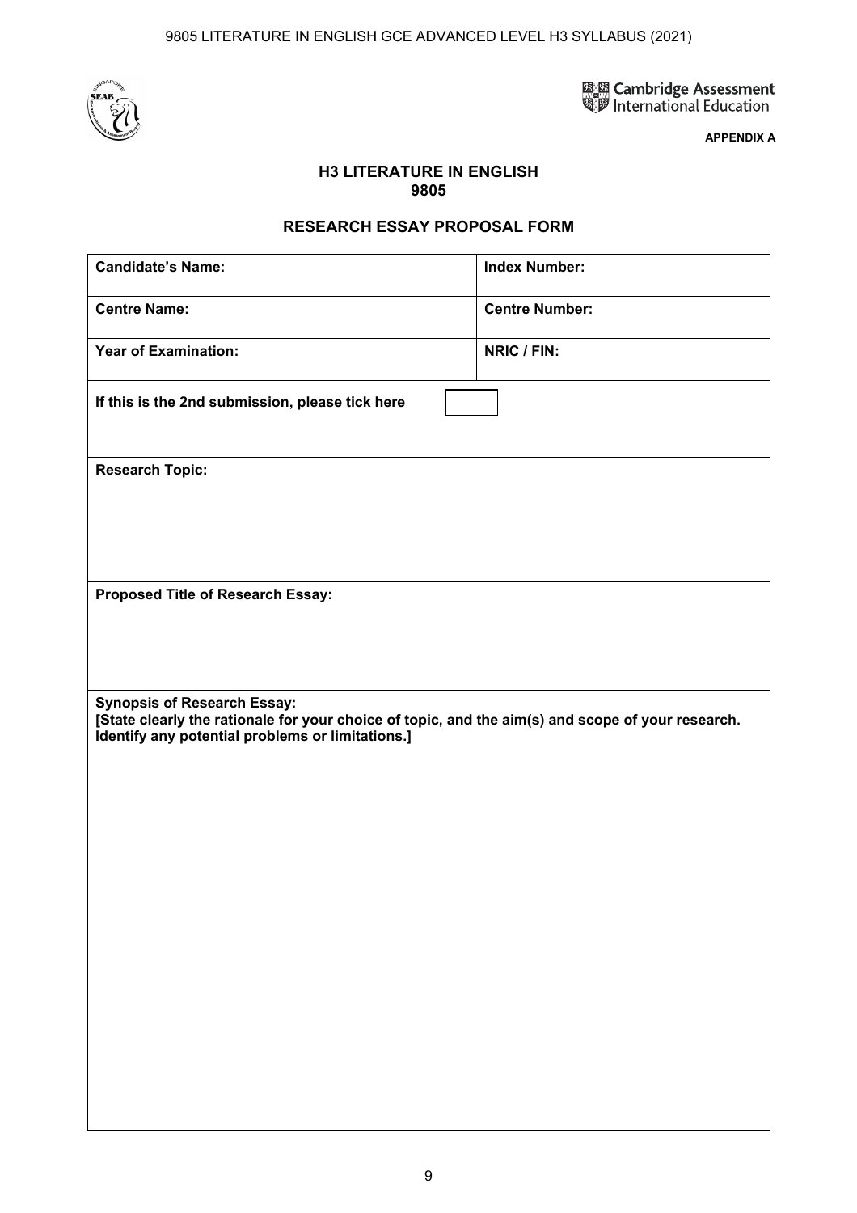**APPENDIX A**

**H3 LITERATURE IN ENGLISH**
**9805**

## RESEARCH ESSAY PROPOSAL FORM

| **Candidate's Name:** | **Index Number:** |
|---|---|
| **Centre Name:** | **Centre Number:** |
| **Year of Examination:** | **NRIC / FIN:** |
| **If this is the 2nd submission, please tick here** ☐ | |
| **Research Topic:** | |
| **Proposed Title of Research Essay:** | |
| **Synopsis of Research Essay:** **[State clearly the rationale for your choice of topic, and the aim(s) and scope of your research. Identify any potential problems or limitations.]** | |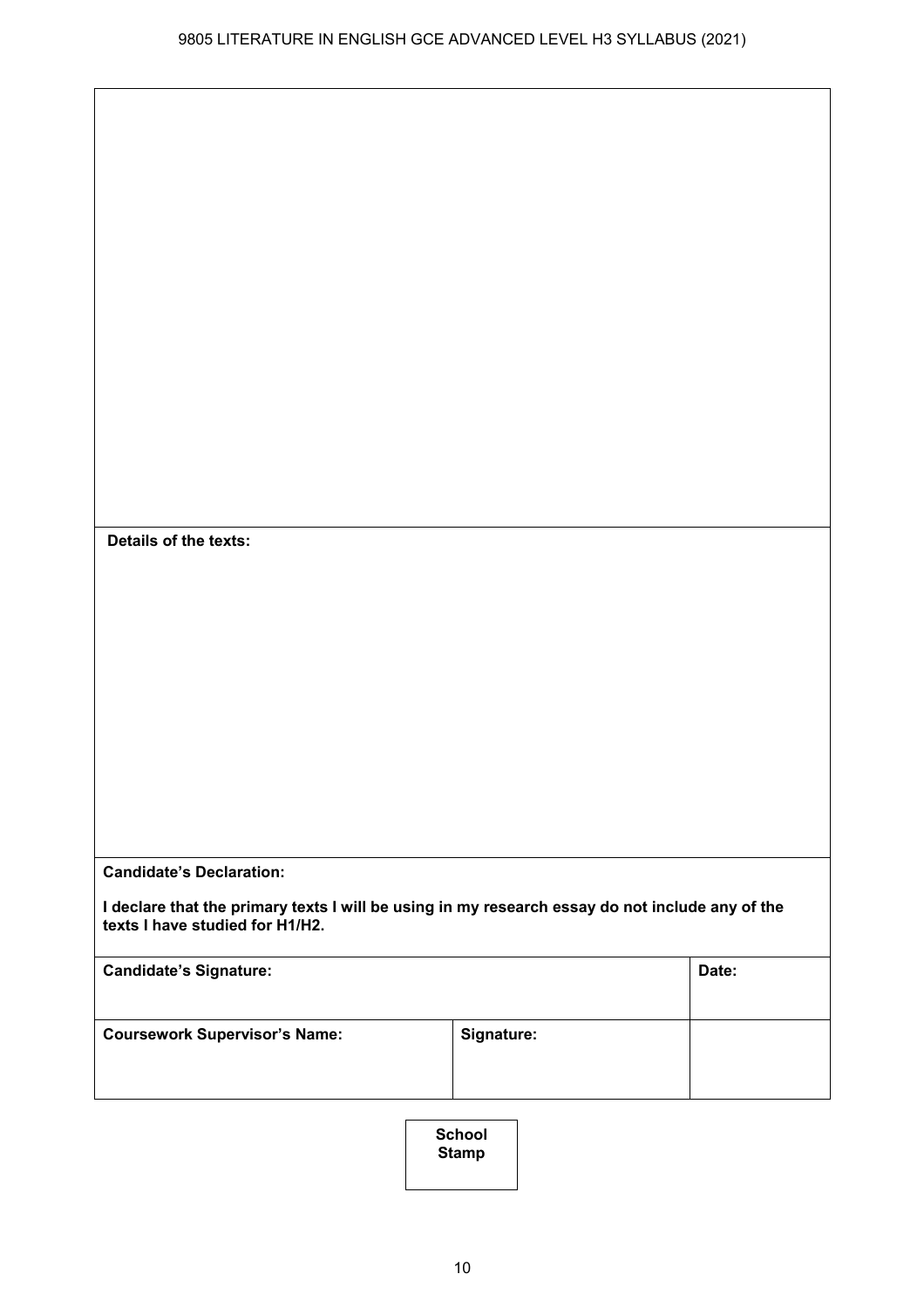**Details of the texts:**

**Candidate's Declaration:**

**I declare that the primary texts I will be using in my research essay do not include any of the texts I have studied for H1/H2.**

| **Candidate's Signature:** | | **Date:** |
|---|---|---|
| **Coursework Supervisor's Name:** | **Signature:** | |

**School Stamp**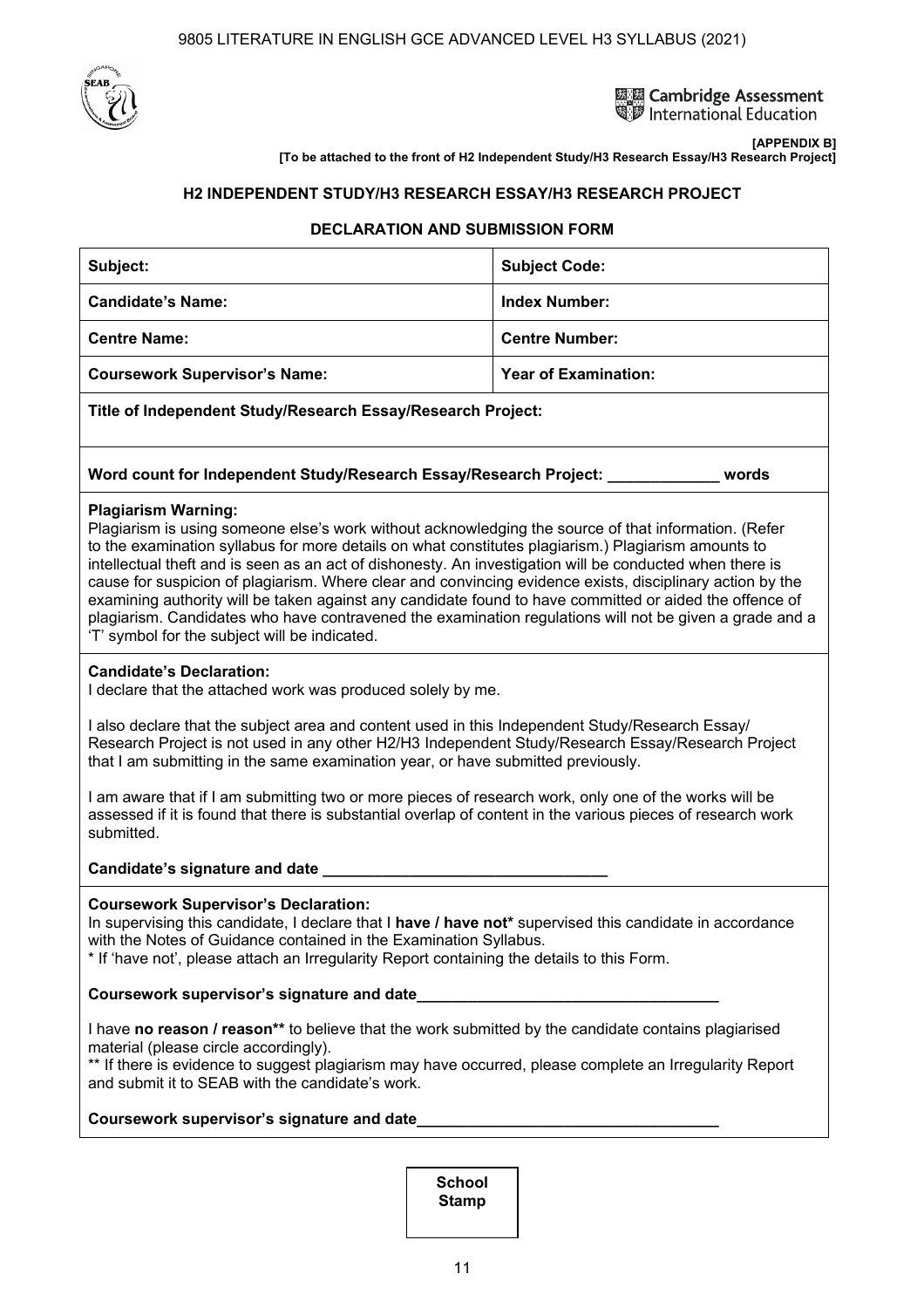**[APPENDIX B]**

**[To be attached to the front of H2 Independent Study/H3 Research Essay/H3 Research Project]**

## H2 INDEPENDENT STUDY/H3 RESEARCH ESSAY/H3 RESEARCH PROJECT

## DECLARATION AND SUBMISSION FORM

| **Subject:** | **Subject Code:** |
|---|---|
| **Candidate's Name:** | **Index Number:** |
| **Centre Name:** | **Centre Number:** |
| **Coursework Supervisor's Name:** | **Year of Examination:** |

**Title of Independent Study/Research Essay/Research Project:**

**Word count for Independent Study/Research Essay/Research Project: _____________ words**

**Plagiarism Warning:**
Plagiarism is using someone else's work without acknowledging the source of that information. (Refer to the examination syllabus for more details on what constitutes plagiarism.) Plagiarism amounts to intellectual theft and is seen as an act of dishonesty. An investigation will be conducted when there is cause for suspicion of plagiarism. Where clear and convincing evidence exists, disciplinary action by the examining authority will be taken against any candidate found to have committed or aided the offence of plagiarism. Candidates who have contravened the examination regulations will not be given a grade and a 'T' symbol for the subject will be indicated.

**Candidate's Declaration:**
I declare that the attached work was produced solely by me.

I also declare that the subject area and content used in this Independent Study/Research Essay/ Research Project is not used in any other H2/H3 Independent Study/Research Essay/Research Project that I am submitting in the same examination year, or have submitted previously.

I am aware that if I am submitting two or more pieces of research work, only one of the works will be assessed if it is found that there is substantial overlap of content in the various pieces of research work submitted.

**Candidate's signature and date _________________________________**

**Coursework Supervisor's Declaration:**
In supervising this candidate, I declare that I **have / have not*** supervised this candidate in accordance with the Notes of Guidance contained in the Examination Syllabus.
* If 'have not', please attach an Irregularity Report containing the details to this Form.

**Coursework supervisor's signature and date___________________________________**

I have **no reason / reason**** to believe that the work submitted by the candidate contains plagiarised material (please circle accordingly).
** If there is evidence to suggest plagiarism may have occurred, please complete an Irregularity Report and submit it to SEAB with the candidate's work.

**Coursework supervisor's signature and date___________________________________**

**School Stamp**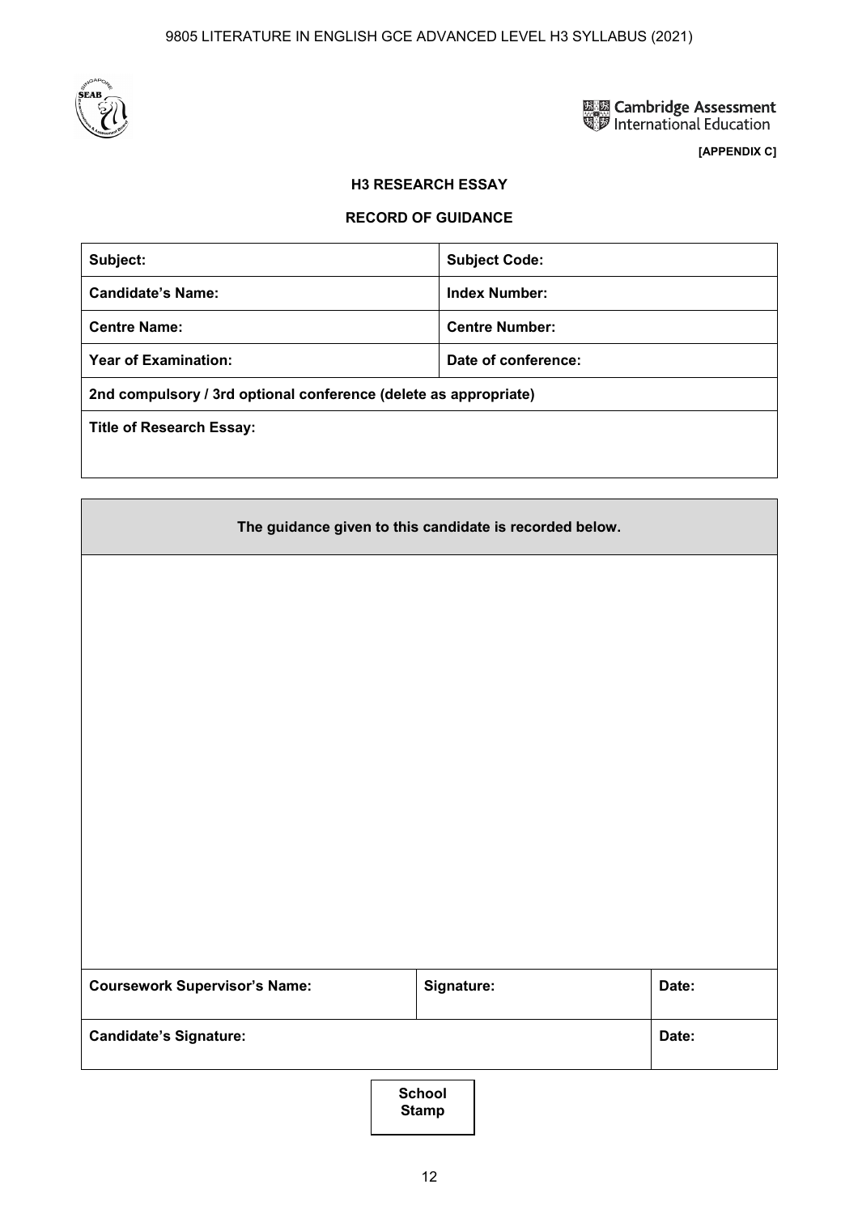**[APPENDIX C]**

## H3 RESEARCH ESSAY

## RECORD OF GUIDANCE

| | |
|---|---|
| **Subject:** | **Subject Code:** |
| **Candidate's Name:** | **Index Number:** |
| **Centre Name:** | **Centre Number:** |
| **Year of Examination:** | **Date of conference:** |
| **2nd compulsory / 3rd optional conference (delete as appropriate)** | |
| **Title of Research Essay:** | |

| **The guidance given to this candidate is recorded below.** | | |
|---|---|---|
| | | |
| **Coursework Supervisor's Name:** | **Signature:** | **Date:** |
| **Candidate's Signature:** | | **Date:** |

**School Stamp**